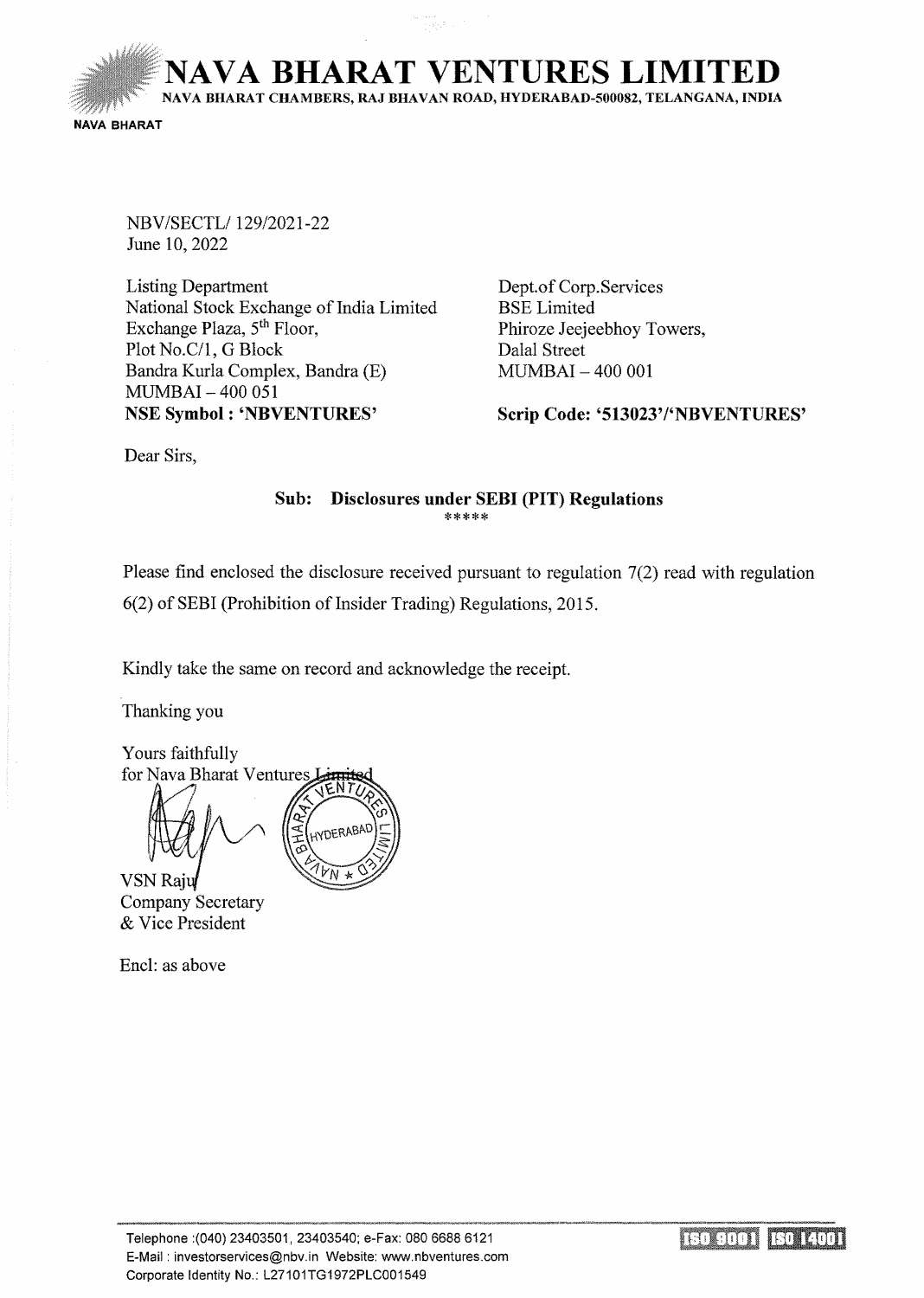# NAVA BHARAT VENTURES LIMITED

NAVA BHARAT CHAMBERS, RAJ BHAVAN ROAD, HYDERABAD-500082, TELANGANA, INDIA

NAVA BHARAT

NBV/SECTL/ 129/2021-22
June 10, 2022

Listing Department
National Stock Exchange of India Limited
Exchange Plaza, 5th Floor,
Plot No.C/1, G Block
Bandra Kurla Complex, Bandra (E)
MUMBAI – 400 051
**NSE Symbol : 'NBVENTURES'**

Dept.of Corp.Services
BSE Limited
Phiroze Jeejeebhoy Towers,
Dalal Street
MUMBAI – 400 001
**Scrip Code: '513023'/'NBVENTURES'**

Dear Sirs,

**Sub: Disclosures under SEBI (PIT) Regulations**

*****

Please find enclosed the disclosure received pursuant to regulation 7(2) read with regulation 6(2) of SEBI (Prohibition of Insider Trading) Regulations, 2015.

Kindly take the same on record and acknowledge the receipt.

Thanking you

Yours faithfully
for Nava Bharat Ventures Limited

VSN Raju
Company Secretary
& Vice President

Encl: as above

Telephone :(040) 23403501, 23403540; e-Fax: 080 6688 6121
E-Mail : investorservices@nbv.in Website: www.nbventures.com
Corporate Identity No.: L27101TG1972PLC001549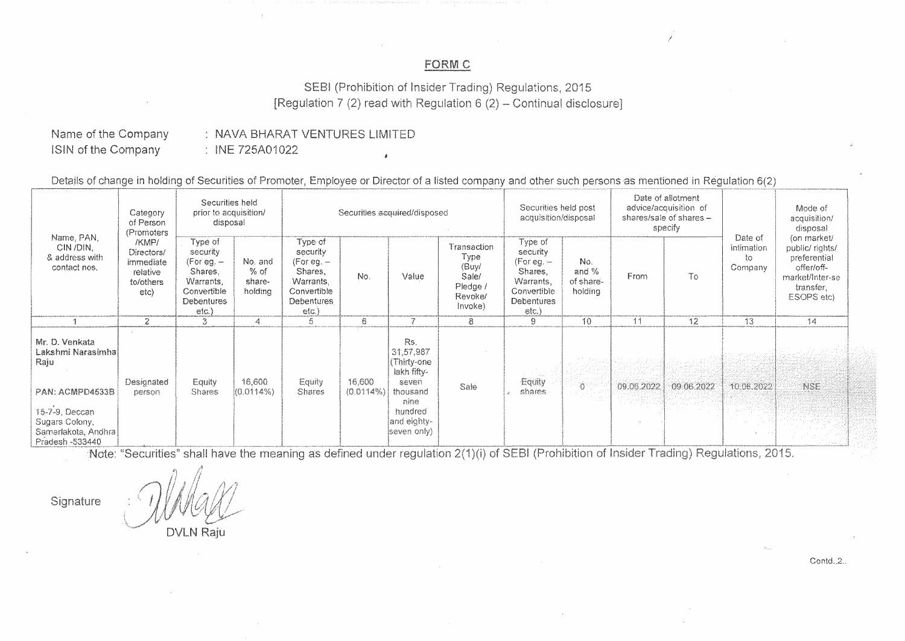# FORM C

SEBI (Prohibition of Insider Trading) Regulations, 2015
[Regulation 7 (2) read with Regulation 6 (2) – Continual disclosure]

Name of the Company : NAVA BHARAT VENTURES LIMITED
ISIN of the Company : INE 725A01022

Details of change in holding of Securities of Promoter, Employee or Director of a listed company and other such persons as mentioned in Regulation 6(2)

| Name, PAN, CIN /DIN, & address with contact nos. | Category of Person (Promoters /KMP/ Directors/ immediate relative to/others etc) | Securities held prior to acquisition/ disposal | | Securities acquired/disposed | | | | Securities held post acquisition/disposal | | Date of allotment advice/acquisition of shares/sale of shares – specify | | Date of intimation to Company | Mode of acquisition/ disposal (on market/ public/ rights/ preferential offer/off-market/Inter-se transfer, ESOPS etc) |
|---|---|---|---|---|---|---|---|---|---|---|---|---|---|
| | | Type of security (For eg. – Shares, Warrants, Convertible Debentures etc.) | No. and % of share-holding | Type of security (For eg. – Shares, Warrants, Convertible Debentures etc.) | No. | Value | Transaction Type (Buy/ Sale/ Pledge / Revoke/ Invoke) | Type of security (For eg. – Shares, Warrants, Convertible Debentures etc.) | No. and % of share-holding | From | To | | |
| 1 | 2 | 3 | 4 | 5 | 6 | 7 | 8 | 9 | 10 | 11 | 12 | 13 | 14 |
| Mr. D. Venkata Lakshmi Narasimha Raju<br><br>PAN: ACMPD4533B<br><br>15-7-9, Deccan Sugars Colony, Samarlakota, Andhra Pradesh -533440 | Designated person | Equity Shares | 16,600 (0.0114%) | Equity Shares | 16,600 (0.0114%) | Rs. 31,57,987 (Thirty-one lakh fifty-seven thousand nine hundred and eighty-seven only) | Sale | Equity shares | 0 | 09.06.2022 | 09.06.2022 | 10.06.2022 | NSE |

Note: "Securities" shall have the meaning as defined under regulation 2(1)(i) of SEBI (Prohibition of Insider Trading) Regulations, 2015.

Signature :

DVLN Raju

Contd..2..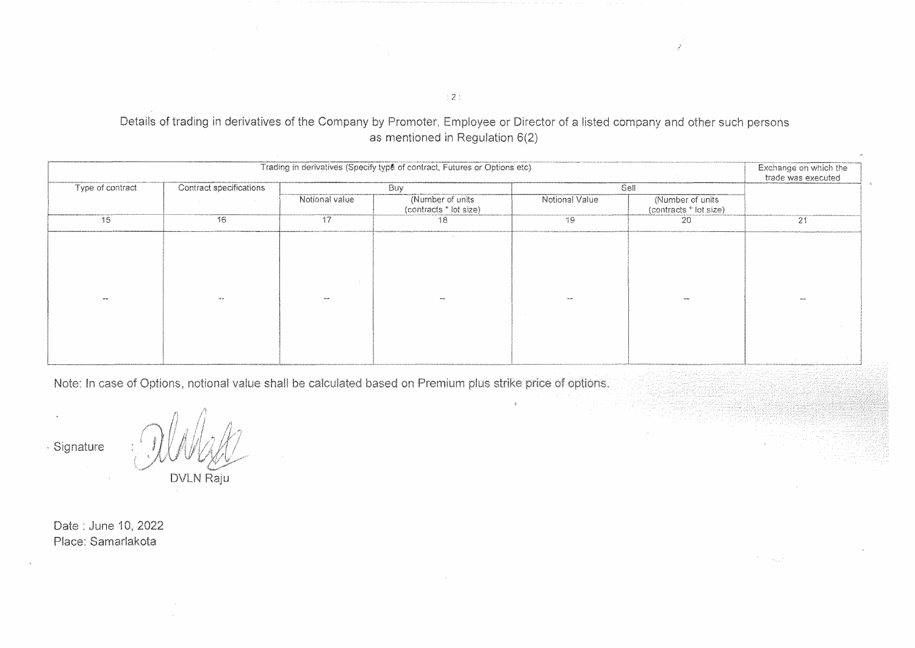Details of trading in derivatives of the Company by Promoter, Employee or Director of a listed company and other such persons as mentioned in Regulation 6(2)

| Trading in derivatives (Specify type of contract, Futures or Options etc) | | | | | | Exchange on which the trade was executed |
|---|---|---|---|---|---|---|
| Type of contract | Contract specifications | Buy | | Sell | | |
| | | Notional value | (Number of units (contracts * lot size) | Notional Value | (Number of units (contracts * lot size) | |
| 15 | 16 | 17 | 18 | 19 | 20 | 21 |
| -- | -- | -- | -- | -- | -- | -- |

Note: In case of Options, notional value shall be calculated based on Premium plus strike price of options.

Signature :

DVLN Raju

Date : June 10, 2022

Place: Samarlakota